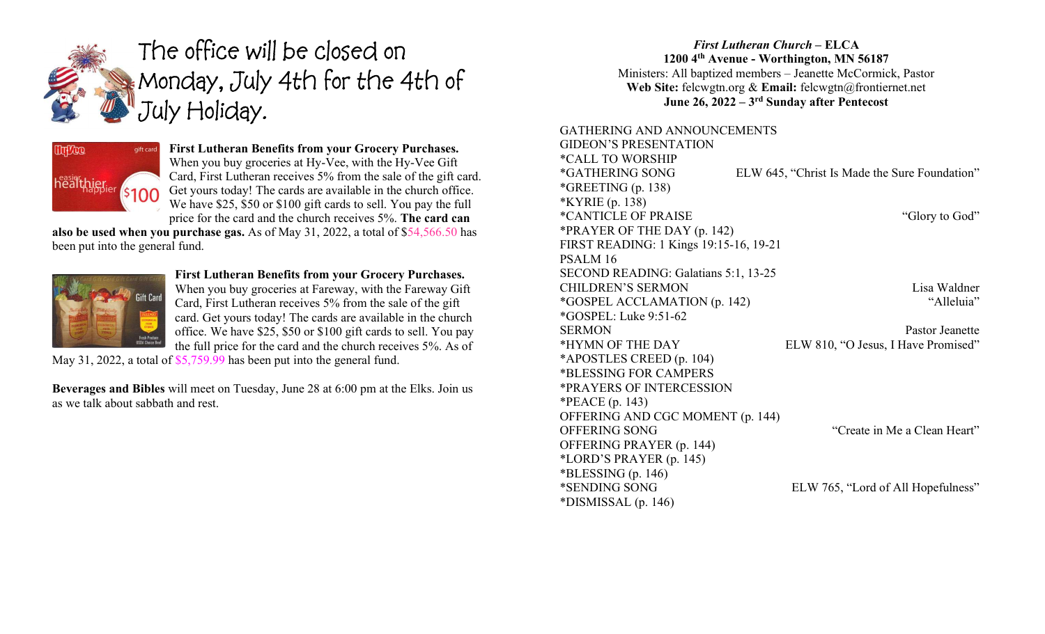# The office will be closed on Monday, July 4th for the 4th of July Holiday.

**First Lutheran Benefits from your Grocery Purchases.** When you buy groceries at Hy-Vee, with the Hy-Vee Gift Card, First Lutheran receives 5% from the sale of the gift card. Get yours today! The cards are available in the church office. We have $25, $50 or $100 gift cards to sell. You pay the full price for the card and the church receives 5%. **The card can also be used when you purchase gas.** As of May 31, 2022, a total of $54,566.50 has been put into the general fund.

**First Lutheran Benefits from your Grocery Purchases.** When you buy groceries at Fareway, with the Fareway Gift Card, First Lutheran receives 5% from the sale of the gift card. Get yours today! The cards are available in the church office. We have $25, $50 or $100 gift cards to sell. You pay the full price for the card and the church receives 5%. As of May 31, 2022, a total of $5,759.99 has been put into the general fund.

**Beverages and Bibles** will meet on Tuesday, June 28 at 6:00 pm at the Elks. Join us as we talk about sabbath and rest.

***First Lutheran Church* – ELCA**
**1200 4th Avenue - Worthington, MN 56187**
Ministers: All baptized members – Jeanette McCormick, Pastor
**Web Site:** felcwgtn.org & **Email:** felcwgtn@frontiernet.net
**June 26, 2022 – 3rd Sunday after Pentecost**

GATHERING AND ANNOUNCEMENTS
GIDEON'S PRESENTATION
*CALL TO WORSHIP
*GATHERING SONG — ELW 645, "Christ Is Made the Sure Foundation"
*GREETING (p. 138)
*KYRIE (p. 138)
*CANTICLE OF PRAISE — "Glory to God"
*PRAYER OF THE DAY (p. 142)
FIRST READING: 1 Kings 19:15-16, 19-21
PSALM 16
SECOND READING: Galatians 5:1, 13-25
CHILDREN'S SERMON — Lisa Waldner
*GOSPEL ACCLAMATION (p. 142) — "Alleluia"
*GOSPEL: Luke 9:51-62
SERMON — Pastor Jeanette
*HYMN OF THE DAY — ELW 810, "O Jesus, I Have Promised"
*APOSTLES CREED (p. 104)
*BLESSING FOR CAMPERS
*PRAYERS OF INTERCESSION
*PEACE (p. 143)
OFFERING AND CGC MOMENT (p. 144)
OFFERING SONG — "Create in Me a Clean Heart"
OFFERING PRAYER (p. 144)
*LORD'S PRAYER (p. 145)
*BLESSING (p. 146)
*SENDING SONG — ELW 765, "Lord of All Hopefulness"
*DISMISSAL (p. 146)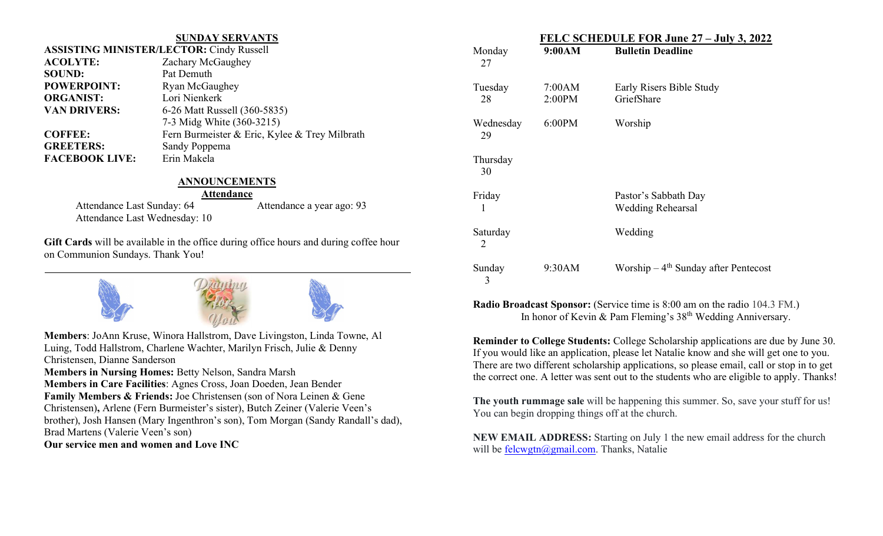## SUNDAY SERVANTS

| | |
|---|---|
| **ASSISTING MINISTER/LECTOR:** | Cindy Russell |
| **ACOLYTE:** | Zachary McGaughey |
| **SOUND:** | Pat Demuth |
| **POWERPOINT:** | Ryan McGaughey |
| **ORGANIST:** | Lori Nienkerk |
| **VAN DRIVERS:** | 6-26 Matt Russell (360-5835) |
| | 7-3 Midg White (360-3215) |
| **COFFEE:** | Fern Burmeister & Eric, Kylee & Trey Milbrath |
| **GREETERS:** | Sandy Poppema |
| **FACEBOOK LIVE:** | Erin Makela |

## ANNOUNCEMENTS

### Attendance

Attendance Last Sunday: 64 Attendance a year ago: 93
Attendance Last Wednesday: 10

**Gift Cards** will be available in the office during office hours and during coffee hour on Communion Sundays. Thank You!

---

**Members**: JoAnn Kruse, Winora Hallstrom, Dave Livingston, Linda Towne, Al Luing, Todd Hallstrom, Charlene Wachter, Marilyn Frisch, Julie & Denny Christensen, Dianne Sanderson
**Members in Nursing Homes:** Betty Nelson, Sandra Marsh
**Members in Care Facilities**: Agnes Cross, Joan Doeden, Jean Bender
**Family Members & Friends:** Joe Christensen (son of Nora Leinen & Gene Christensen), Arlene (Fern Burmeister's sister), Butch Zeiner (Valerie Veen's brother), Josh Hansen (Mary Ingenthron's son), Tom Morgan (Sandy Randall's dad), Brad Martens (Valerie Veen's son)
**Our service men and women and Love INC**

## FELC SCHEDULE FOR June 27 – July 3, 2022

| | | |
|---|---|---|
| Monday 27 | **9:00AM** | **Bulletin Deadline** |
| Tuesday 28 | 7:00AM | Early Risers Bible Study |
| | 2:00PM | GriefShare |
| Wednesday 29 | 6:00PM | Worship |
| Thursday 30 | | |
| Friday 1 | | Pastor's Sabbath Day |
| | | Wedding Rehearsal |
| Saturday 2 | | Wedding |
| Sunday 3 | 9:30AM | Worship – 4th Sunday after Pentecost |

**Radio Broadcast Sponsor:** (Service time is 8:00 am on the radio 104.3 FM.)
In honor of Kevin & Pam Fleming's 38th Wedding Anniversary.

**Reminder to College Students:** College Scholarship applications are due by June 30. If you would like an application, please let Natalie know and she will get one to you. There are two different scholarship applications, so please email, call or stop in to get the correct one. A letter was sent out to the students who are eligible to apply. Thanks!

**The youth rummage sale** will be happening this summer. So, save your stuff for us! You can begin dropping things off at the church.

**NEW EMAIL ADDRESS:** Starting on July 1 the new email address for the church will be felcwgtn@gmail.com. Thanks, Natalie